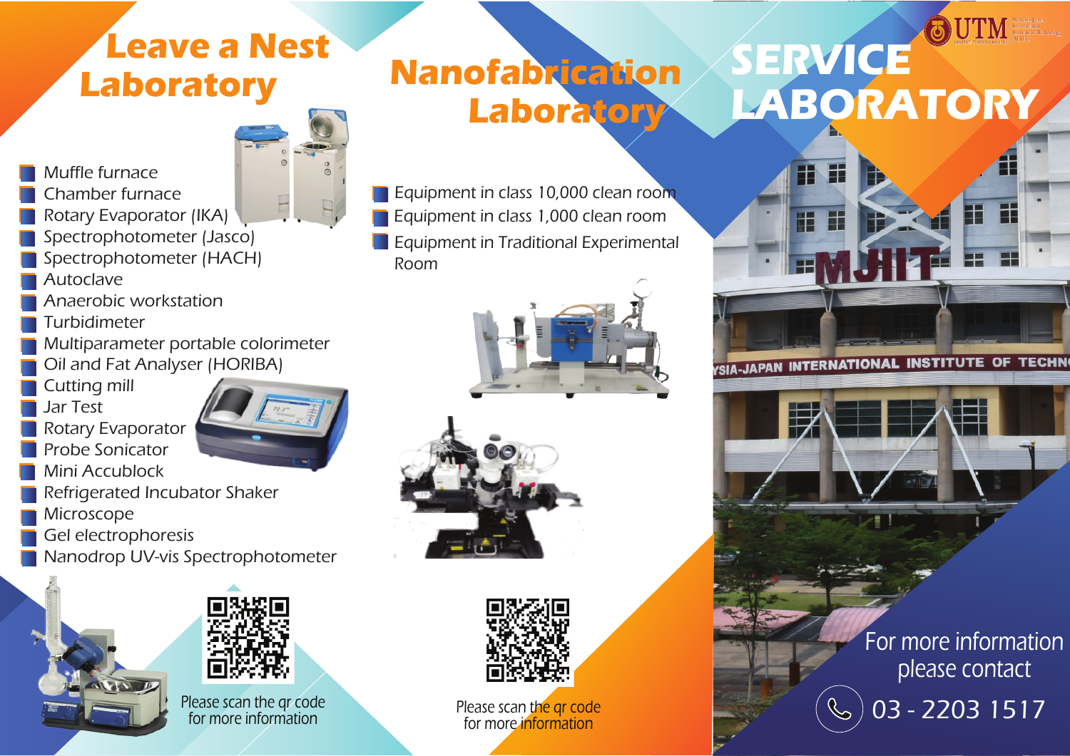# SERVICE LABORATORY

## Leave a Nest Laboratory

- Muffle furnace
- Chamber furnace
- Rotary Evaporator (IKA)
- Spectrophotometer (Jasco)
- Spectrophotometer (HACH)
- Autoclave
- Anaerobic workstation
- Turbidimeter
- Multiparameter portable colorimeter
- Oil and Fat Analyser (HORIBA)
- Cutting mill
- Jar Test
- Rotary Evaporator
- Probe Sonicator
- Mini Accublock
- Refrigerated Incubator Shaker
- Microscope
- Gel electrophoresis
- Nanodrop UV-vis Spectrophotometer

Please scan the qr code for more information

## Nanofabrication Laboratory

- Equipment in class 10,000 clean room
- Equipment in class 1,000 clean room
- Equipment in Traditional Experimental Room

Please scan the qr code for more information

For more information please contact

03 - 2203 1517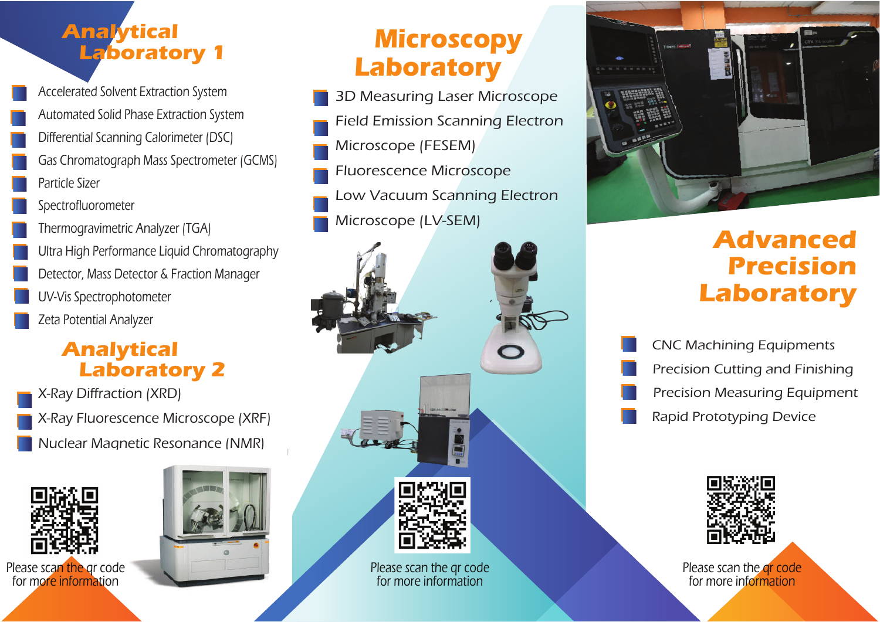## Analytical Laboratory 1

- Accelerated Solvent Extraction System
- Automated Solid Phase Extraction System
- Differential Scanning Calorimeter (DSC)
- Gas Chromatograph Mass Spectrometer (GCMS)
- Particle Sizer
- Spectrofluorometer
- Thermogravimetric Analyzer (TGA)
- Ultra High Performance Liquid Chromatography Detector, Mass Detector & Fraction Manager
- UV-Vis Spectrophotometer
- Zeta Potential Analyzer

## Analytical Laboratory 2

- X-Ray Diffraction (XRD)
- X-Ray Fluorescence Microscope (XRF)
- Nuclear Magnetic Resonance (NMR)

Please scan the qr code for more information

## Microscopy Laboratory

- 3D Measuring Laser Microscope
- Field Emission Scanning Electron Microscope (FESEM)
- Fluorescence Microscope
- Low Vacuum Scanning Electron Microscope (LV-SEM)

Please scan the qr code for more information

## Advanced Precision Laboratory

- CNC Machining Equipments
- Precision Cutting and Finishing
- Precision Measuring Equipment
- Rapid Prototyping Device

Please scan the qr code for more information